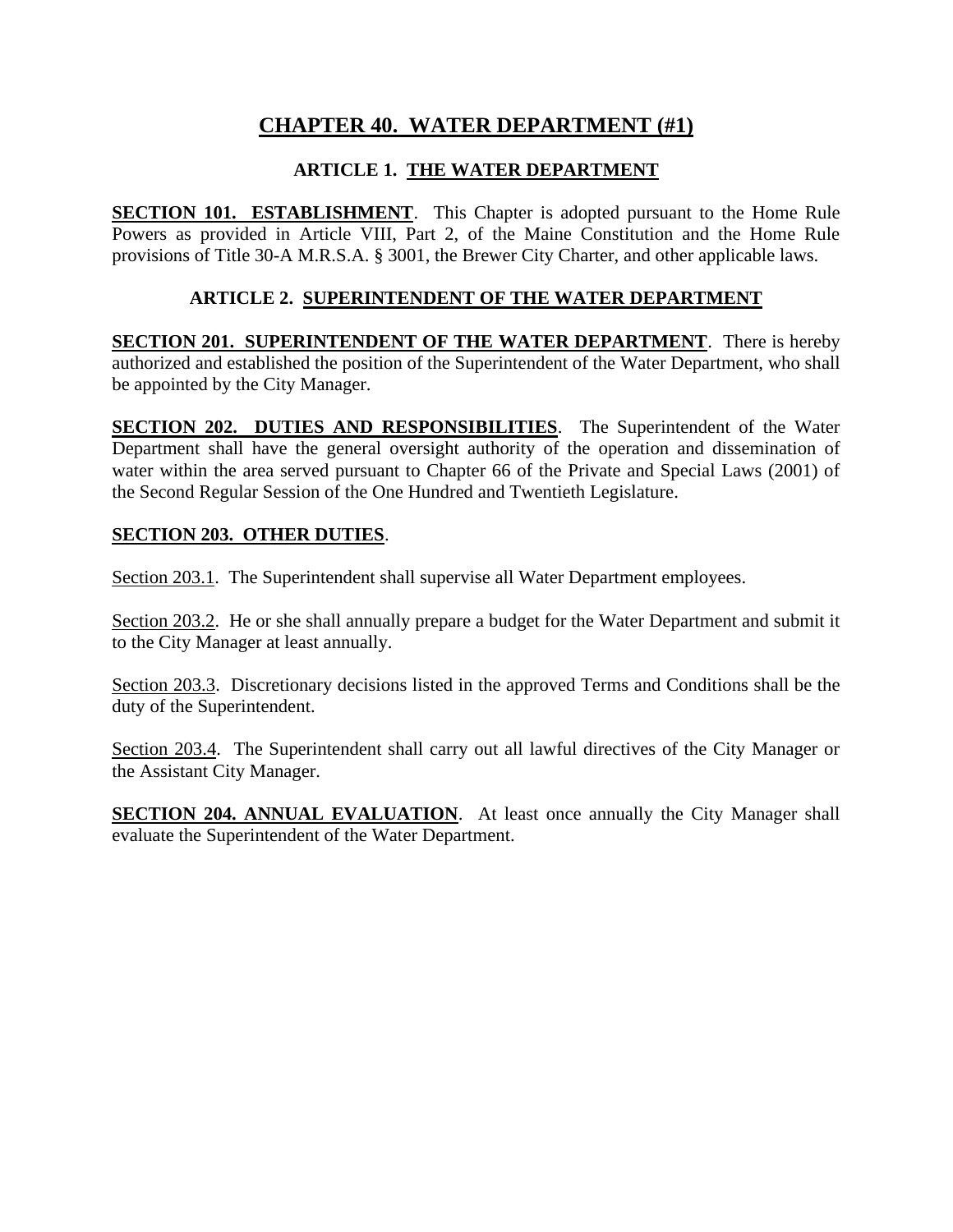# CHAPTER 40. WATER DEPARTMENT (#1)

## ARTICLE 1. THE WATER DEPARTMENT

**SECTION 101. ESTABLISHMENT**. This Chapter is adopted pursuant to the Home Rule Powers as provided in Article VIII, Part 2, of the Maine Constitution and the Home Rule provisions of Title 30-A M.R.S.A. § 3001, the Brewer City Charter, and other applicable laws.

## ARTICLE 2. SUPERINTENDENT OF THE WATER DEPARTMENT

**SECTION 201. SUPERINTENDENT OF THE WATER DEPARTMENT**. There is hereby authorized and established the position of the Superintendent of the Water Department, who shall be appointed by the City Manager.

**SECTION 202. DUTIES AND RESPONSIBILITIES**. The Superintendent of the Water Department shall have the general oversight authority of the operation and dissemination of water within the area served pursuant to Chapter 66 of the Private and Special Laws (2001) of the Second Regular Session of the One Hundred and Twentieth Legislature.

**SECTION 203. OTHER DUTIES**.

Section 203.1. The Superintendent shall supervise all Water Department employees.

Section 203.2. He or she shall annually prepare a budget for the Water Department and submit it to the City Manager at least annually.

Section 203.3. Discretionary decisions listed in the approved Terms and Conditions shall be the duty of the Superintendent.

Section 203.4. The Superintendent shall carry out all lawful directives of the City Manager or the Assistant City Manager.

**SECTION 204. ANNUAL EVALUATION**. At least once annually the City Manager shall evaluate the Superintendent of the Water Department.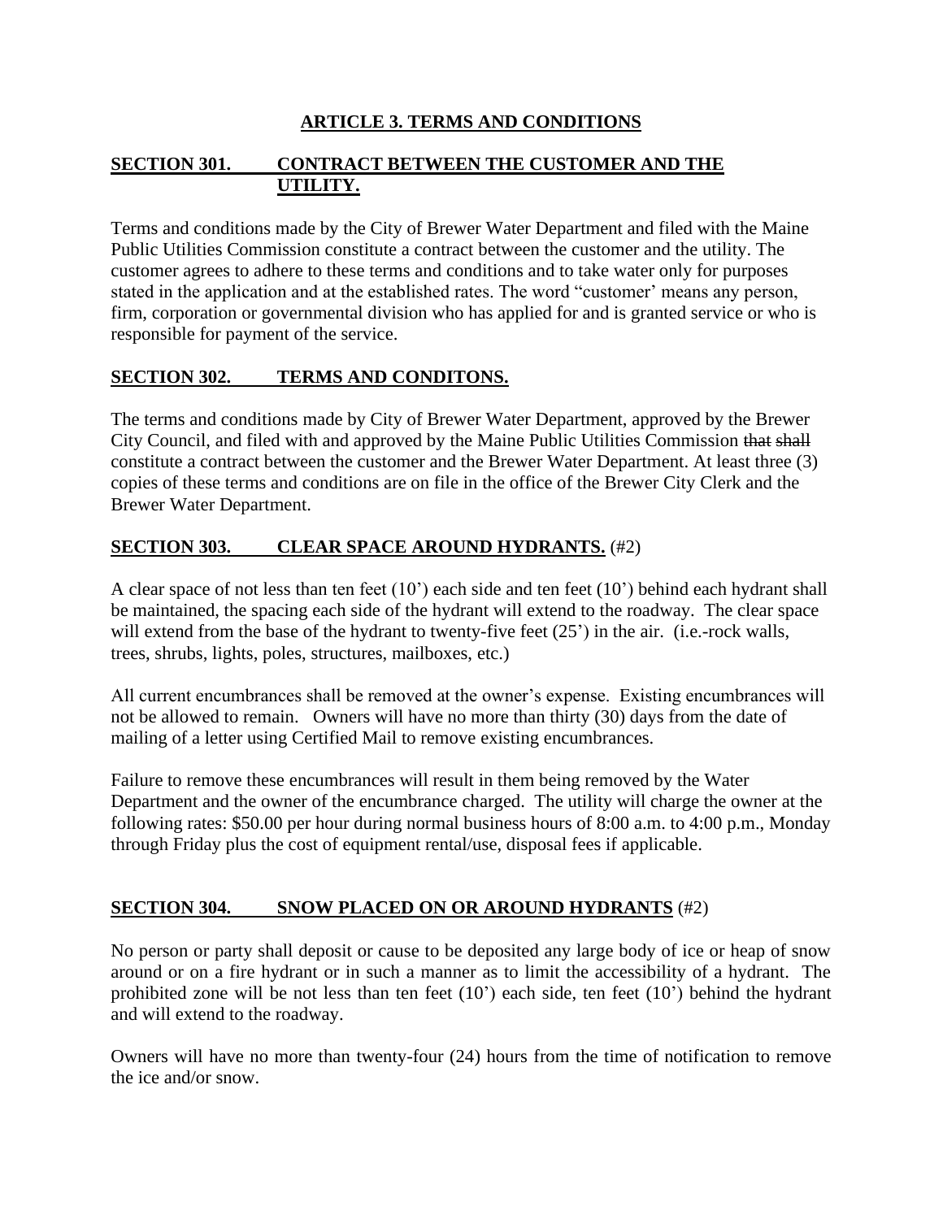## ARTICLE 3. TERMS AND CONDITIONS

### SECTION 301. CONTRACT BETWEEN THE CUSTOMER AND THE UTILITY.

Terms and conditions made by the City of Brewer Water Department and filed with the Maine Public Utilities Commission constitute a contract between the customer and the utility. The customer agrees to adhere to these terms and conditions and to take water only for purposes stated in the application and at the established rates. The word "customer' means any person, firm, corporation or governmental division who has applied for and is granted service or who is responsible for payment of the service.

### SECTION 302. TERMS AND CONDITONS.

The terms and conditions made by City of Brewer Water Department, approved by the Brewer City Council, and filed with and approved by the Maine Public Utilities Commission ~~that shall~~ constitute a contract between the customer and the Brewer Water Department. At least three (3) copies of these terms and conditions are on file in the office of the Brewer City Clerk and the Brewer Water Department.

### SECTION 303. CLEAR SPACE AROUND HYDRANTS. (#2)

A clear space of not less than ten feet (10') each side and ten feet (10') behind each hydrant shall be maintained, the spacing each side of the hydrant will extend to the roadway. The clear space will extend from the base of the hydrant to twenty-five feet (25') in the air. (i.e.-rock walls, trees, shrubs, lights, poles, structures, mailboxes, etc.)

All current encumbrances shall be removed at the owner's expense. Existing encumbrances will not be allowed to remain. Owners will have no more than thirty (30) days from the date of mailing of a letter using Certified Mail to remove existing encumbrances.

Failure to remove these encumbrances will result in them being removed by the Water Department and the owner of the encumbrance charged. The utility will charge the owner at the following rates: $50.00 per hour during normal business hours of 8:00 a.m. to 4:00 p.m., Monday through Friday plus the cost of equipment rental/use, disposal fees if applicable.

### SECTION 304. SNOW PLACED ON OR AROUND HYDRANTS (#2)

No person or party shall deposit or cause to be deposited any large body of ice or heap of snow around or on a fire hydrant or in such a manner as to limit the accessibility of a hydrant. The prohibited zone will be not less than ten feet (10') each side, ten feet (10') behind the hydrant and will extend to the roadway.

Owners will have no more than twenty-four (24) hours from the time of notification to remove the ice and/or snow.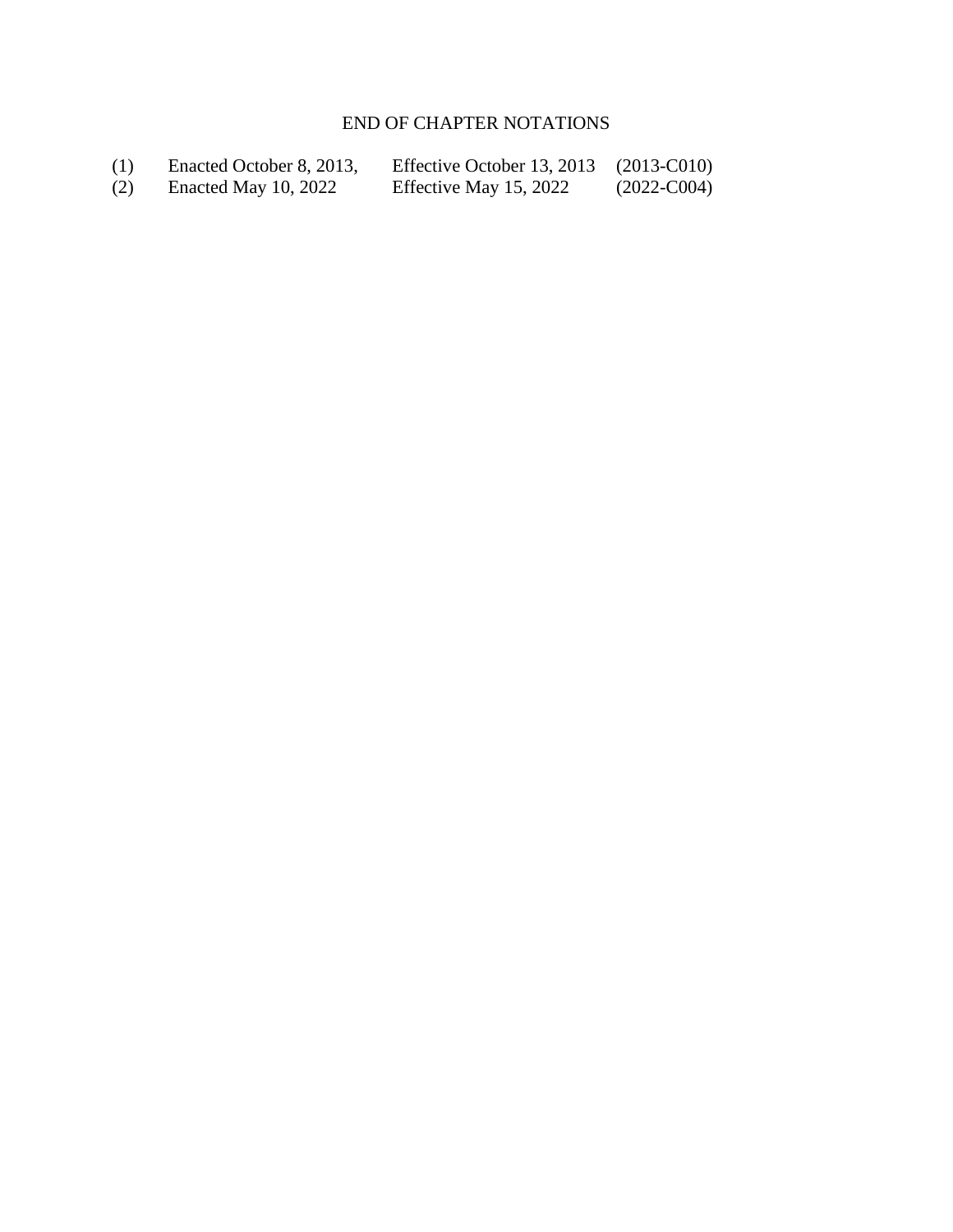## END OF CHAPTER NOTATIONS

| | | | |
|---|---|---|---|
| (1) | Enacted October 8, 2013, | Effective October 13, 2013 | (2013-C010) |
| (2) | Enacted May 10, 2022 | Effective May 15, 2022 | (2022-C004) |